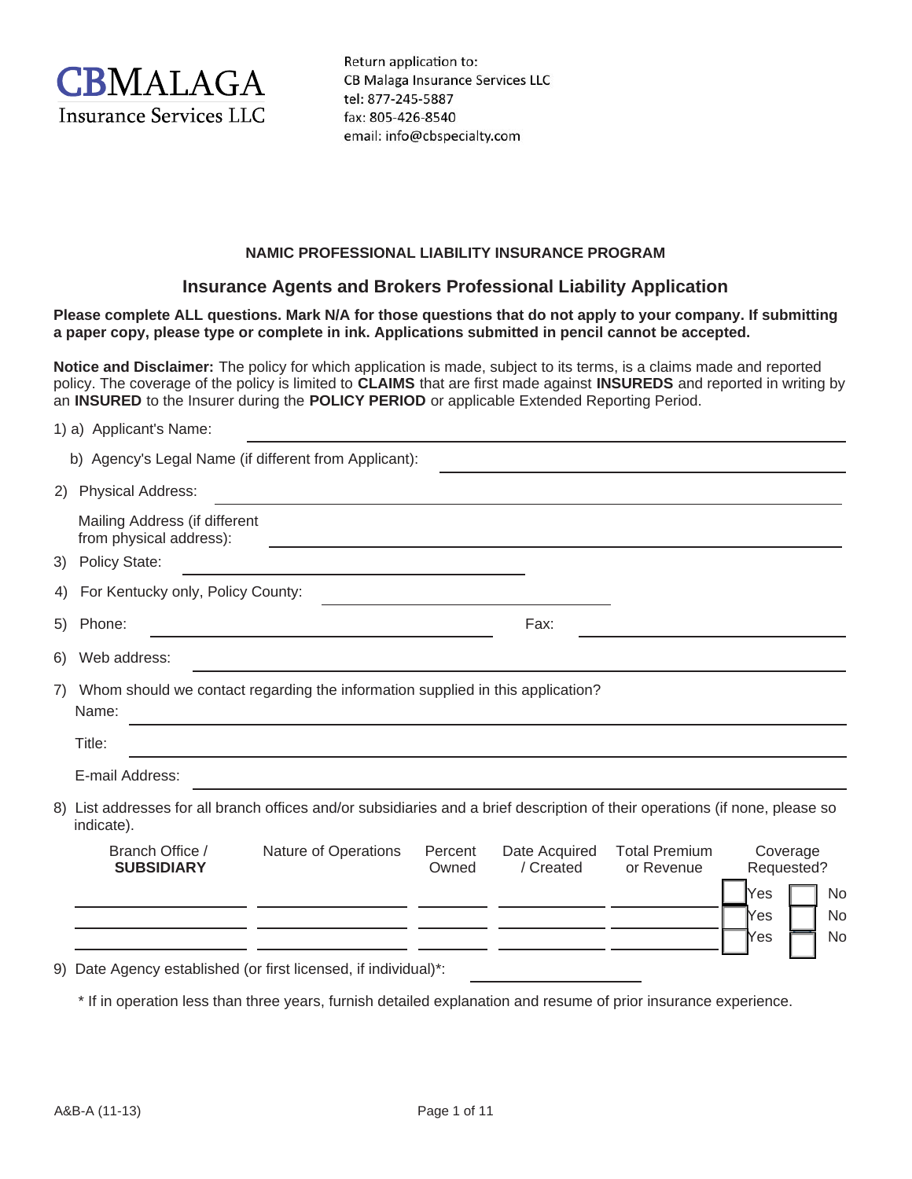**CBMALAGA**
Insurance Services LLC

Return application to:
CB Malaga Insurance Services LLC
tel: 877-245-5887
fax: 805-426-8540
email: info@cbspecialty.com

## NAMIC PROFESSIONAL LIABILITY INSURANCE PROGRAM

## Insurance Agents and Brokers Professional Liability Application

**Please complete ALL questions. Mark N/A for those questions that do not apply to your company. If submitting a paper copy, please type or complete in ink. Applications submitted in pencil cannot be accepted.**

**Notice and Disclaimer:** The policy for which application is made, subject to its terms, is a claims made and reported policy. The coverage of the policy is limited to **CLAIMS** that are first made against **INSUREDS** and reported in writing by an **INSURED** to the Insurer during the **POLICY PERIOD** or applicable Extended Reporting Period.

1) a) Applicant's Name: ______________________

   b) Agency's Legal Name (if different from Applicant): ______________________

2) Physical Address: ______________________

   Mailing Address (if different from physical address): ______________________

3) Policy State: ______________________

4) For Kentucky only, Policy County: ______________________

5) Phone: ______________________ Fax: ______________________

6) Web address: ______________________

7) Whom should we contact regarding the information supplied in this application?

   Name: ______________________

   Title: ______________________

   E-mail Address: ______________________

8) List addresses for all branch offices and/or subsidiaries and a brief description of their operations (if none, please so indicate).

| Branch Office / **SUBSIDIARY** | Nature of Operations | Percent Owned | Date Acquired / Created | Total Premium or Revenue | Coverage Requested? |
|---|---|---|---|---|---|
| | | | | | ☐ Yes ☐ No |
| | | | | | ☐ Yes ☐ No |
| | | | | | ☐ Yes ☐ No |

9) Date Agency established (or first licensed, if individual)*: ______________________

   * If in operation less than three years, furnish detailed explanation and resume of prior insurance experience.

A&B-A (11-13)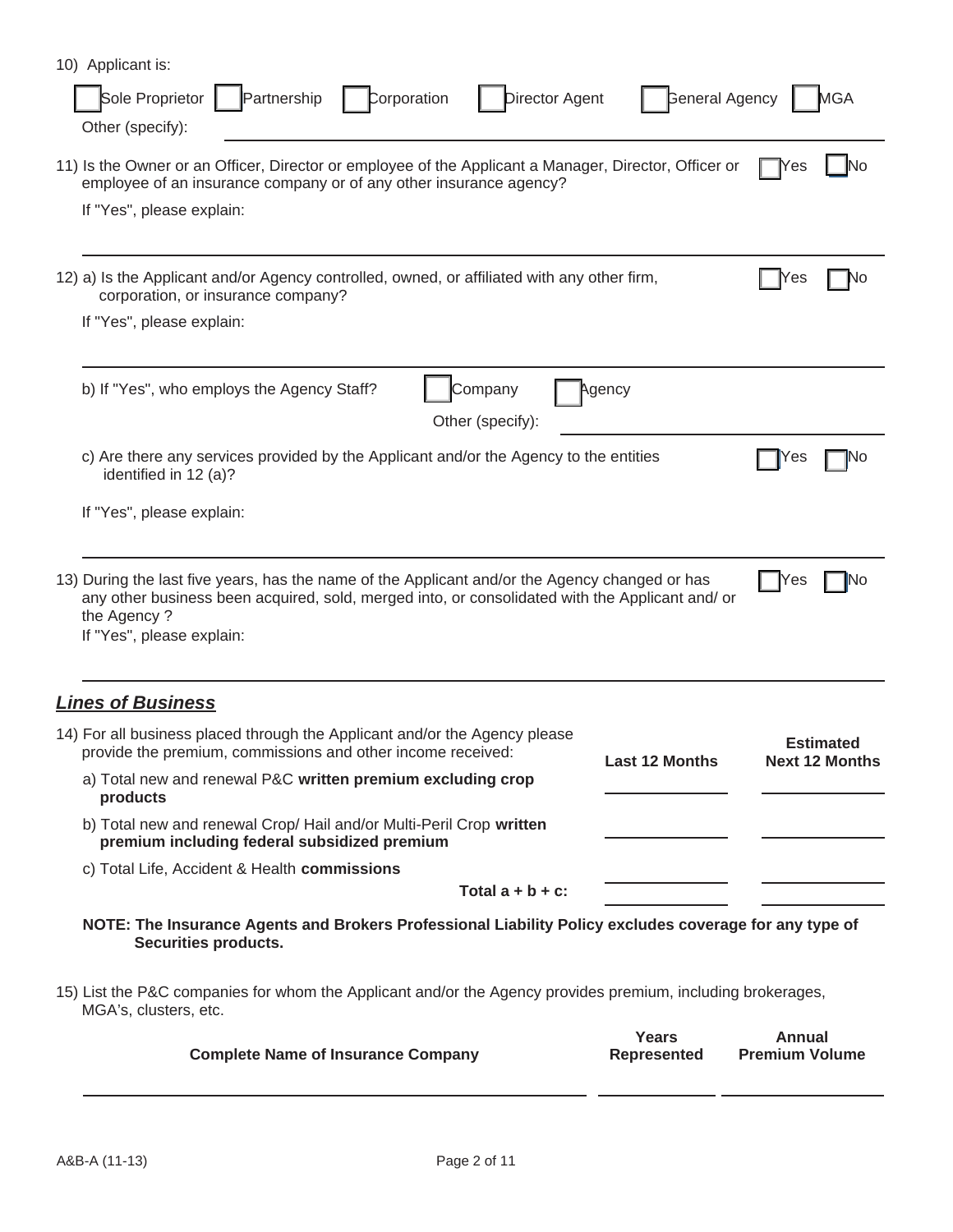10) Applicant is:

☐ Sole Proprietor ☐ Partnership ☐ Corporation ☐ Director Agent ☐ General Agency ☐ MGA

Other (specify): ______________________________

11) Is the Owner or an Officer, Director or employee of the Applicant a Manager, Director, Officer or employee of an insurance company or of any other insurance agency? ☐ Yes ☐ No

If "Yes", please explain:

______________________________

12) a) Is the Applicant and/or Agency controlled, owned, or affiliated with any other firm, corporation, or insurance company? ☐ Yes ☐ No

If "Yes", please explain:

______________________________

b) If "Yes", who employs the Agency Staff? ☐ Company ☐ Agency

Other (specify): ______________________________

c) Are there any services provided by the Applicant and/or the Agency to the entities identified in 12 (a)? ☐ Yes ☐ No

If "Yes", please explain:

______________________________

13) During the last five years, has the name of the Applicant and/or the Agency changed or has any other business been acquired, sold, merged into, or consolidated with the Applicant and/ or the Agency ? ☐ Yes ☐ No

If "Yes", please explain:

______________________________

## *Lines of Business*

14) For all business placed through the Applicant and/or the Agency please provide the premium, commissions and other income received:

| | Last 12 Months | Estimated Next 12 Months |
|---|---|---|
| a) Total new and renewal P&C **written premium excluding crop products** | | |
| b) Total new and renewal Crop/ Hail and/or Multi-Peril Crop **written premium including federal subsidized premium** | | |
| c) Total Life, Accident & Health **commissions** | | |
| **Total a + b + c:** | | |

**NOTE: The Insurance Agents and Brokers Professional Liability Policy excludes coverage for any type of Securities products.**

15) List the P&C companies for whom the Applicant and/or the Agency provides premium, including brokerages, MGA's, clusters, etc.

| Complete Name of Insurance Company | Years Represented | Annual Premium Volume |
|---|---|---|
| | | |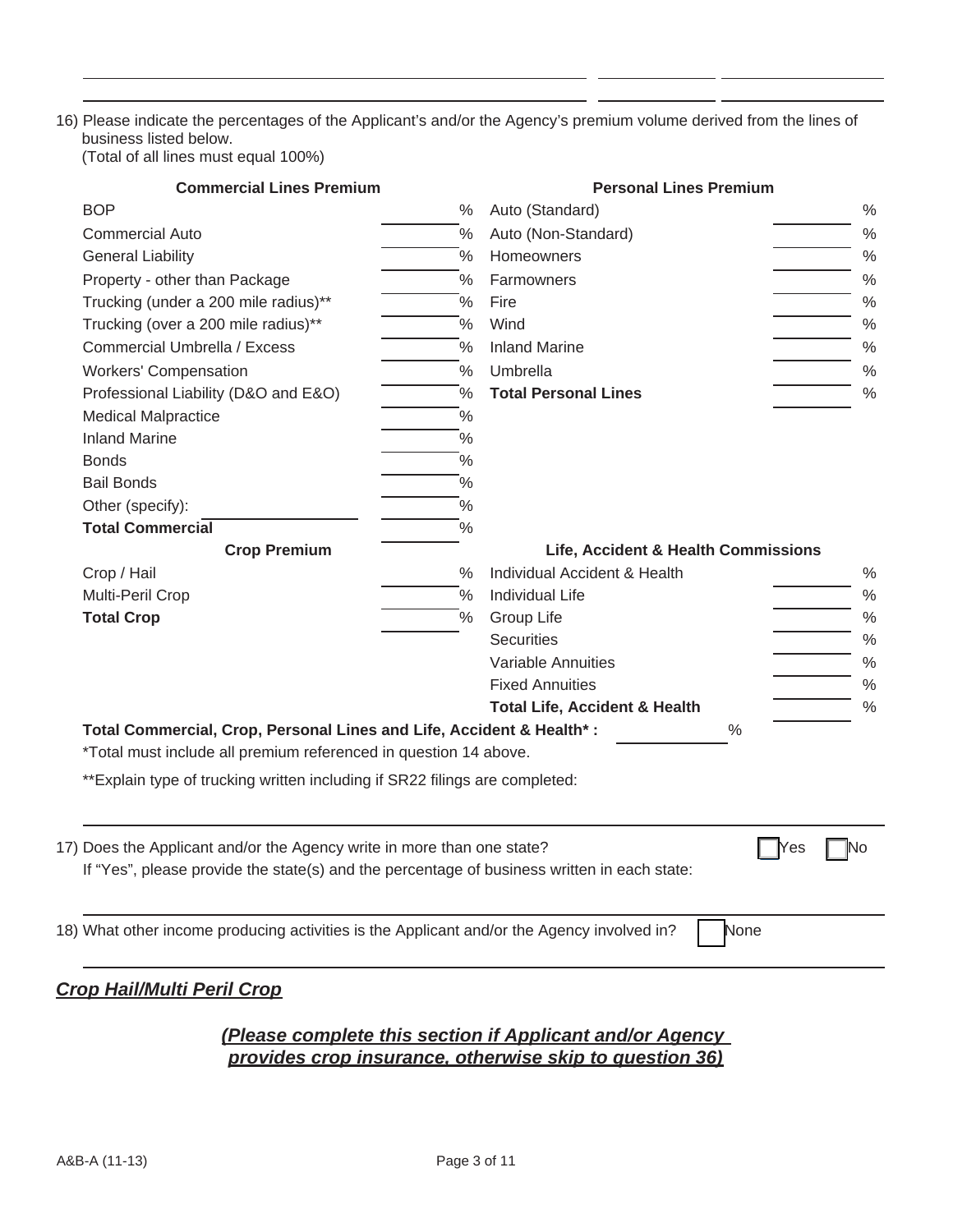16) Please indicate the percentages of the Applicant's and/or the Agency's premium volume derived from the lines of business listed below.
(Total of all lines must equal 100%)

| Commercial Lines Premium | | Personal Lines Premium | |
|---|---|---|---|
| BOP | % | Auto (Standard) | % |
| Commercial Auto | % | Auto (Non-Standard) | % |
| General Liability | % | Homeowners | % |
| Property - other than Package | % | Farmowners | % |
| Trucking (under a 200 mile radius)** | % | Fire | % |
| Trucking (over a 200 mile radius)** | % | Wind | % |
| Commercial Umbrella / Excess | % | Inland Marine | % |
| Workers' Compensation | % | Umbrella | % |
| Professional Liability (D&O and E&O) | % | **Total Personal Lines** | % |
| Medical Malpractice | % | | |
| Inland Marine | % | | |
| Bonds | % | | |
| Bail Bonds | % | | |
| Other (specify): ______ | % | | |
| **Total Commercial** | % | | |

| Crop Premium | | Life, Accident & Health Commissions | |
|---|---|---|---|
| Crop / Hail | % | Individual Accident & Health | % |
| Multi-Peril Crop | % | Individual Life | % |
| **Total Crop** | % | Group Life | % |
| | | Securities | % |
| | | Variable Annuities | % |
| | | Fixed Annuities | % |
| | | **Total Life, Accident & Health** | % |

**Total Commercial, Crop, Personal Lines and Life, Accident & Health*:** ______ %

*Total must include all premium referenced in question 14 above.

**Explain type of trucking written including if SR22 filings are completed:

17) Does the Applicant and/or the Agency write in more than one state? ☐ Yes ☐ No
If "Yes", please provide the state(s) and the percentage of business written in each state:

18) What other income producing activities is the Applicant and/or the Agency involved in? ☐ None

## *Crop Hail/Multi Peril Crop*

***(Please complete this section if Applicant and/or Agency provides crop insurance, otherwise skip to question 36)***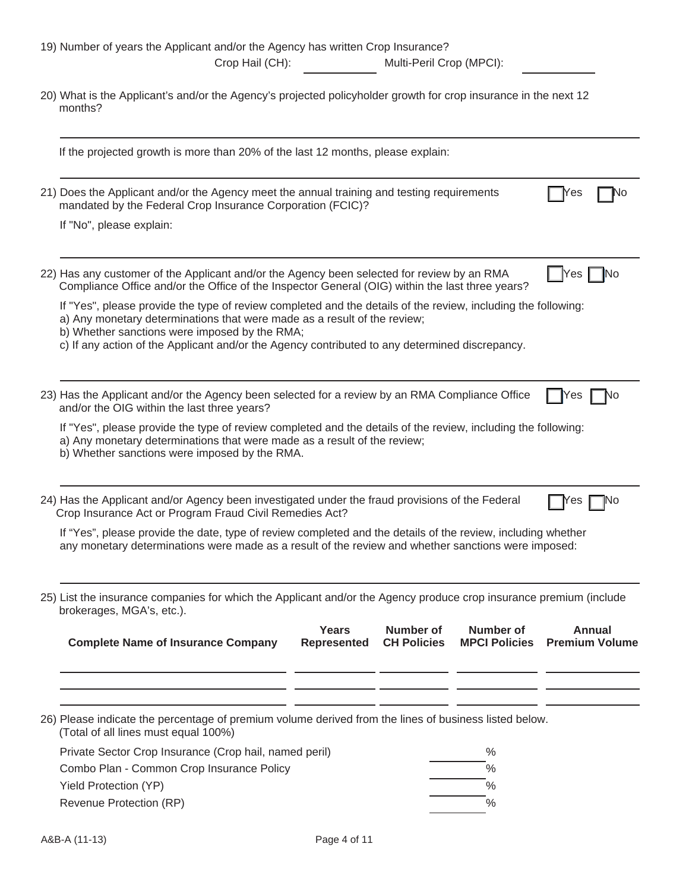19) Number of years the Applicant and/or the Agency has written Crop Insurance?

Crop Hail (CH): \_\_\_\_\_\_\_\_\_\_ Multi-Peril Crop (MPCI): \_\_\_\_\_\_\_\_\_\_

20) What is the Applicant's and/or the Agency's projected policyholder growth for crop insurance in the next 12 months?

\_\_\_\_\_\_\_\_\_\_\_\_\_\_\_\_\_\_\_\_\_\_\_\_\_\_\_\_\_\_\_\_\_\_\_\_\_\_\_\_

If the projected growth is more than 20% of the last 12 months, please explain:

\_\_\_\_\_\_\_\_\_\_\_\_\_\_\_\_\_\_\_\_\_\_\_\_\_\_\_\_\_\_\_\_\_\_\_\_\_\_\_\_

21) Does the Applicant and/or the Agency meet the annual training and testing requirements mandated by the Federal Crop Insurance Corporation (FCIC)? ☐ Yes ☐ No

If "No", please explain:

\_\_\_\_\_\_\_\_\_\_\_\_\_\_\_\_\_\_\_\_\_\_\_\_\_\_\_\_\_\_\_\_\_\_\_\_\_\_\_\_

22) Has any customer of the Applicant and/or the Agency been selected for review by an RMA Compliance Office and/or the Office of the Inspector General (OIG) within the last three years? ☐ Yes ☐ No

If "Yes", please provide the type of review completed and the details of the review, including the following:
a) Any monetary determinations that were made as a result of the review;
b) Whether sanctions were imposed by the RMA;
c) If any action of the Applicant and/or the Agency contributed to any determined discrepancy.

\_\_\_\_\_\_\_\_\_\_\_\_\_\_\_\_\_\_\_\_\_\_\_\_\_\_\_\_\_\_\_\_\_\_\_\_\_\_\_\_

23) Has the Applicant and/or the Agency been selected for a review by an RMA Compliance Office and/or the OIG within the last three years? ☐ Yes ☐ No

If "Yes", please provide the type of review completed and the details of the review, including the following:
a) Any monetary determinations that were made as a result of the review;
b) Whether sanctions were imposed by the RMA.

\_\_\_\_\_\_\_\_\_\_\_\_\_\_\_\_\_\_\_\_\_\_\_\_\_\_\_\_\_\_\_\_\_\_\_\_\_\_\_\_

24) Has the Applicant and/or Agency been investigated under the fraud provisions of the Federal Crop Insurance Act or Program Fraud Civil Remedies Act? ☐ Yes ☐ No

If "Yes", please provide the date, type of review completed and the details of the review, including whether any monetary determinations were made as a result of the review and whether sanctions were imposed:

\_\_\_\_\_\_\_\_\_\_\_\_\_\_\_\_\_\_\_\_\_\_\_\_\_\_\_\_\_\_\_\_\_\_\_\_\_\_\_\_

25) List the insurance companies for which the Applicant and/or the Agency produce crop insurance premium (include brokerages, MGA's, etc.).

| Complete Name of Insurance Company | Years Represented | Number of CH Policies | Number of MPCI Policies | Annual Premium Volume |
|---|---|---|---|---|
| | | | | |
| | | | | |
| | | | | |

26) Please indicate the percentage of premium volume derived from the lines of business listed below. (Total of all lines must equal 100%)

| | |
|---|---|
| Private Sector Crop Insurance (Crop hail, named peril) | \_\_\_\_\_\_ % |
| Combo Plan - Common Crop Insurance Policy | \_\_\_\_\_\_ % |
| Yield Protection (YP) | \_\_\_\_\_\_ % |
| Revenue Protection (RP) | \_\_\_\_\_\_ % |

A&B-A (11-13)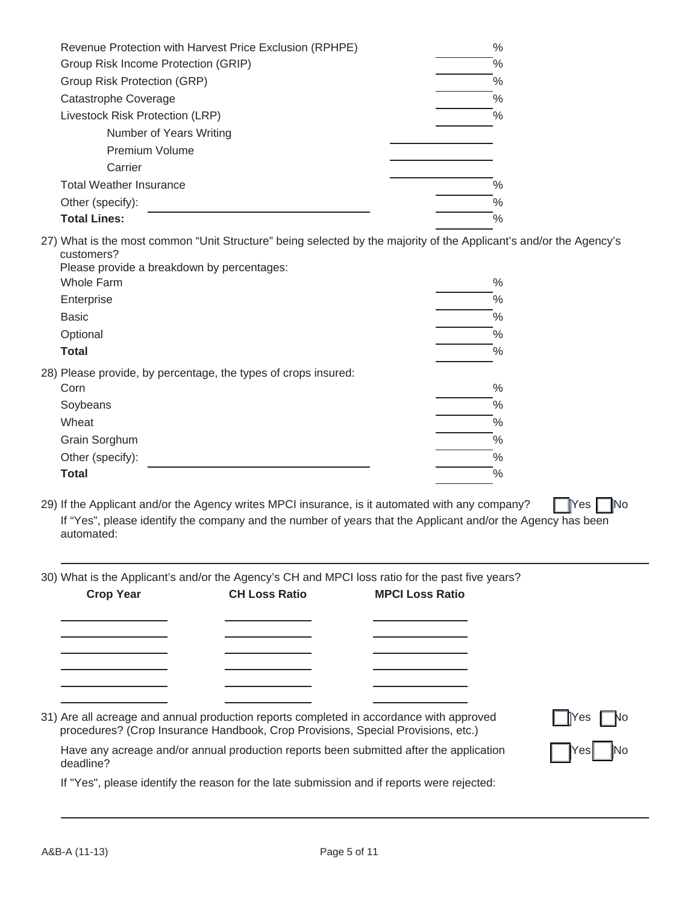| | |
|---|---|
| Revenue Protection with Harvest Price Exclusion (RPHPE) | _____ % |
| Group Risk Income Protection (GRIP) | _____ % |
| Group Risk Protection (GRP) | _____ % |
| Catastrophe Coverage | _____ % |
| Livestock Risk Protection (LRP) | _____ % |
| Number of Years Writing | _____ |
| Premium Volume | _____ |
| Carrier | _____ |
| Total Weather Insurance | _____ % |
| Other (specify): _____ | _____ % |
| **Total Lines:** | _____ % |

27) What is the most common "Unit Structure" being selected by the majority of the Applicant's and/or the Agency's customers?
Please provide a breakdown by percentages:

| | |
|---|---|
| Whole Farm | _____ % |
| Enterprise | _____ % |
| Basic | _____ % |
| Optional | _____ % |
| **Total** | _____ % |

28) Please provide, by percentage, the types of crops insured:

| | |
|---|---|
| Corn | _____ % |
| Soybeans | _____ % |
| Wheat | _____ % |
| Grain Sorghum | _____ % |
| Other (specify): _____ | _____ % |
| **Total** | _____ % |

29) If the Applicant and/or the Agency writes MPCI insurance, is it automated with any company? ☐ Yes ☐ No
If "Yes", please identify the company and the number of years that the Applicant and/or the Agency has been automated:

_____________________________________________

30) What is the Applicant's and/or the Agency's CH and MPCI loss ratio for the past five years?

| **Crop Year** | **CH Loss Ratio** | **MPCI Loss Ratio** |
|---|---|---|
| | | |
| | | |
| | | |
| | | |
| | | |
| | | |

31) Are all acreage and annual production reports completed in accordance with approved procedures? (Crop Insurance Handbook, Crop Provisions, Special Provisions, etc.) ☐ Yes ☐ No

Have any acreage and/or annual production reports been submitted after the application deadline? ☐ Yes ☐ No

If "Yes", please identify the reason for the late submission and if reports were rejected:

_____________________________________________

A&B-A (11-13)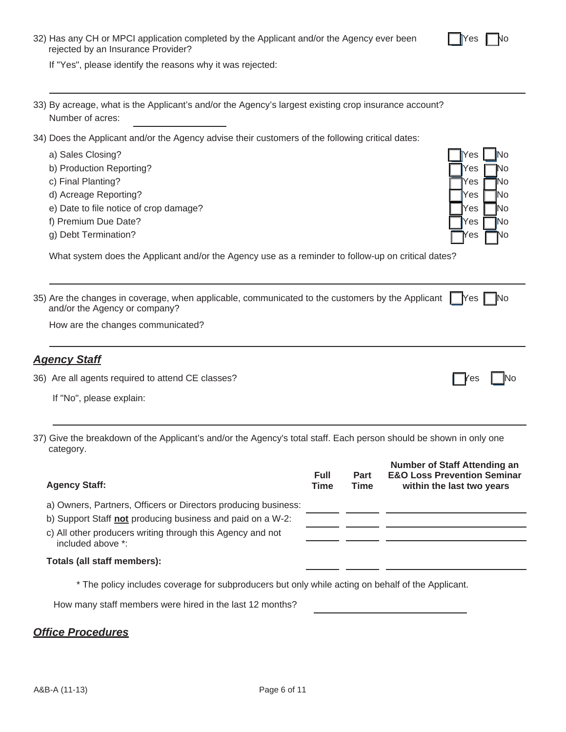32) Has any CH or MPCI application completed by the Applicant and/or the Agency ever been rejected by an Insurance Provider? ☐ Yes ☐ No

If "Yes", please identify the reasons why it was rejected:

______________________________________________________________________________

33) By acreage, what is the Applicant's and/or the Agency's largest existing crop insurance account?

Number of acres: ____________________

34) Does the Applicant and/or the Agency advise their customers of the following critical dates:

a) Sales Closing? ☐ Yes ☐ No

b) Production Reporting? ☐ Yes ☐ No

c) Final Planting? ☐ Yes ☐ No

d) Acreage Reporting? ☐ Yes ☐ No

e) Date to file notice of crop damage? ☐ Yes ☐ No

f) Premium Due Date? ☐ Yes ☐ No

g) Debt Termination? ☐ Yes ☐ No

What system does the Applicant and/or the Agency use as a reminder to follow-up on critical dates?

______________________________________________________________________________

35) Are the changes in coverage, when applicable, communicated to the customers by the Applicant and/or the Agency or company? ☐ Yes ☐ No

How are the changes communicated?

______________________________________________________________________________

## *Agency Staff*

36) Are all agents required to attend CE classes? ☐ Yes ☐ No

If "No", please explain:

______________________________________________________________________________

37) Give the breakdown of the Applicant's and/or the Agency's total staff. Each person should be shown in only one category.

| Agency Staff: | Full Time | Part Time | Number of Staff Attending an E&O Loss Prevention Seminar within the last two years |
|---|---|---|---|
| a) Owners, Partners, Officers or Directors producing business: | | | |
| b) Support Staff **not** producing business and paid on a W-2: | | | |
| c) All other producers writing through this Agency and not included above *: | | | |
| **Totals (all staff members):** | | | |

\* The policy includes coverage for subproducers but only while acting on behalf of the Applicant.

How many staff members were hired in the last 12 months? ____________________

## *Office Procedures*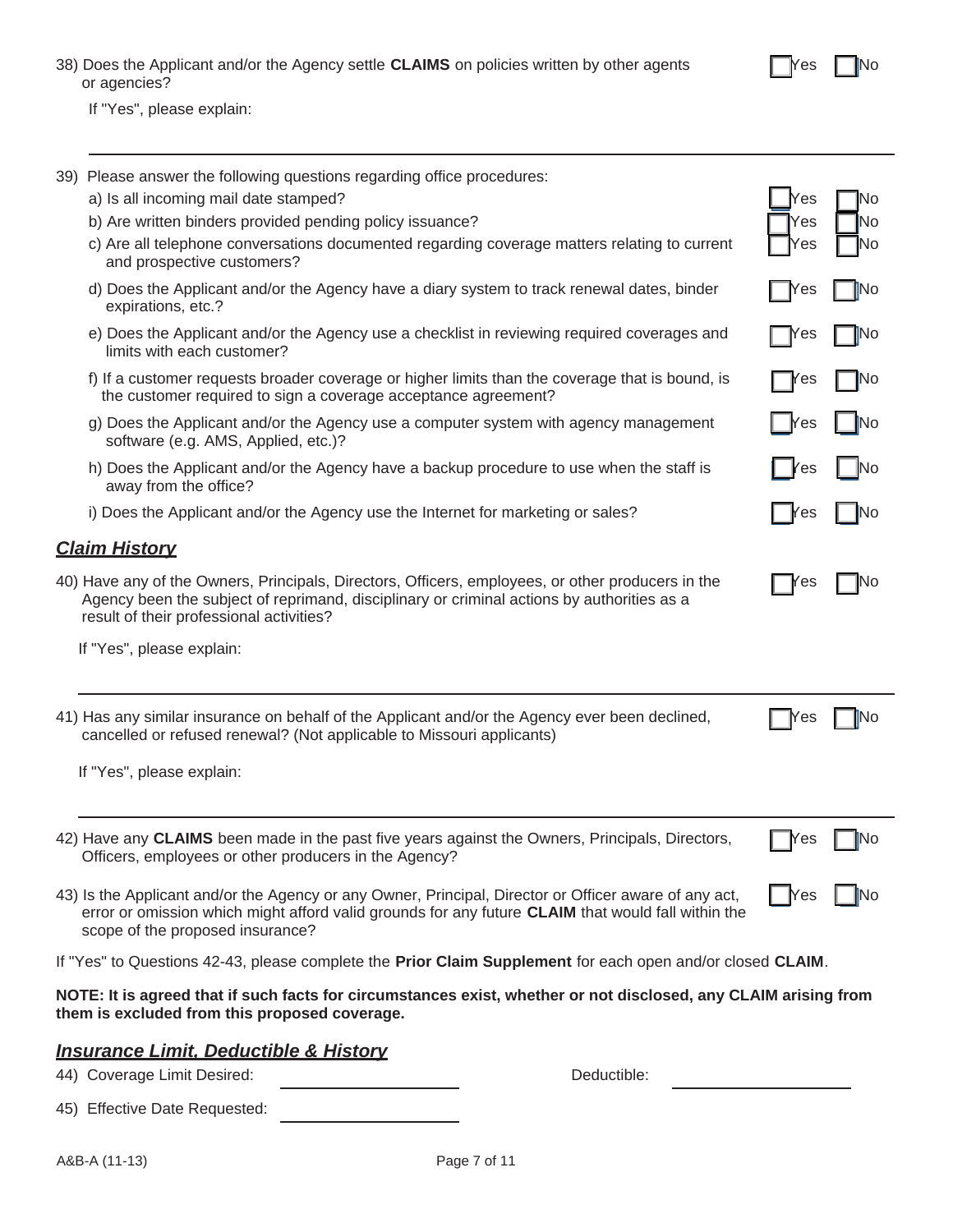38) Does the Applicant and/or the Agency settle **CLAIMS** on policies written by other agents or agencies? ☐ Yes ☐ No

If "Yes", please explain:

---

39) Please answer the following questions regarding office procedures:

a) Is all incoming mail date stamped? ☐ Yes ☐ No

b) Are written binders provided pending policy issuance? ☐ Yes ☐ No

c) Are all telephone conversations documented regarding coverage matters relating to current and prospective customers? ☐ Yes ☐ No

d) Does the Applicant and/or the Agency have a diary system to track renewal dates, binder expirations, etc.? ☐ Yes ☐ No

e) Does the Applicant and/or the Agency use a checklist in reviewing required coverages and limits with each customer? ☐ Yes ☐ No

f) If a customer requests broader coverage or higher limits than the coverage that is bound, is the customer required to sign a coverage acceptance agreement? ☐ Yes ☐ No

g) Does the Applicant and/or the Agency use a computer system with agency management software (e.g. AMS, Applied, etc.)? ☐ Yes ☐ No

h) Does the Applicant and/or the Agency have a backup procedure to use when the staff is away from the office? ☐ Yes ☐ No

i) Does the Applicant and/or the Agency use the Internet for marketing or sales? ☐ Yes ☐ No

## ***Claim History***

40) Have any of the Owners, Principals, Directors, Officers, employees, or other producers in the Agency been the subject of reprimand, disciplinary or criminal actions by authorities as a result of their professional activities? ☐ Yes ☐ No

If "Yes", please explain:

---

41) Has any similar insurance on behalf of the Applicant and/or the Agency ever been declined, cancelled or refused renewal? (Not applicable to Missouri applicants) ☐ Yes ☐ No

If "Yes", please explain:

---

42) Have any **CLAIMS** been made in the past five years against the Owners, Principals, Directors, Officers, employees or other producers in the Agency? ☐ Yes ☐ No

43) Is the Applicant and/or the Agency or any Owner, Principal, Director or Officer aware of any act, error or omission which might afford valid grounds for any future **CLAIM** that would fall within the scope of the proposed insurance? ☐ Yes ☐ No

If "Yes" to Questions 42-43, please complete the **Prior Claim Supplement** for each open and/or closed **CLAIM**.

**NOTE: It is agreed that if such facts for circumstances exist, whether or not disclosed, any CLAIM arising from them is excluded from this proposed coverage.**

## ***Insurance Limit, Deductible & History***

44) Coverage Limit Desired: ____________________ Deductible: ____________________

45) Effective Date Requested: ____________________

A&B-A (11-13)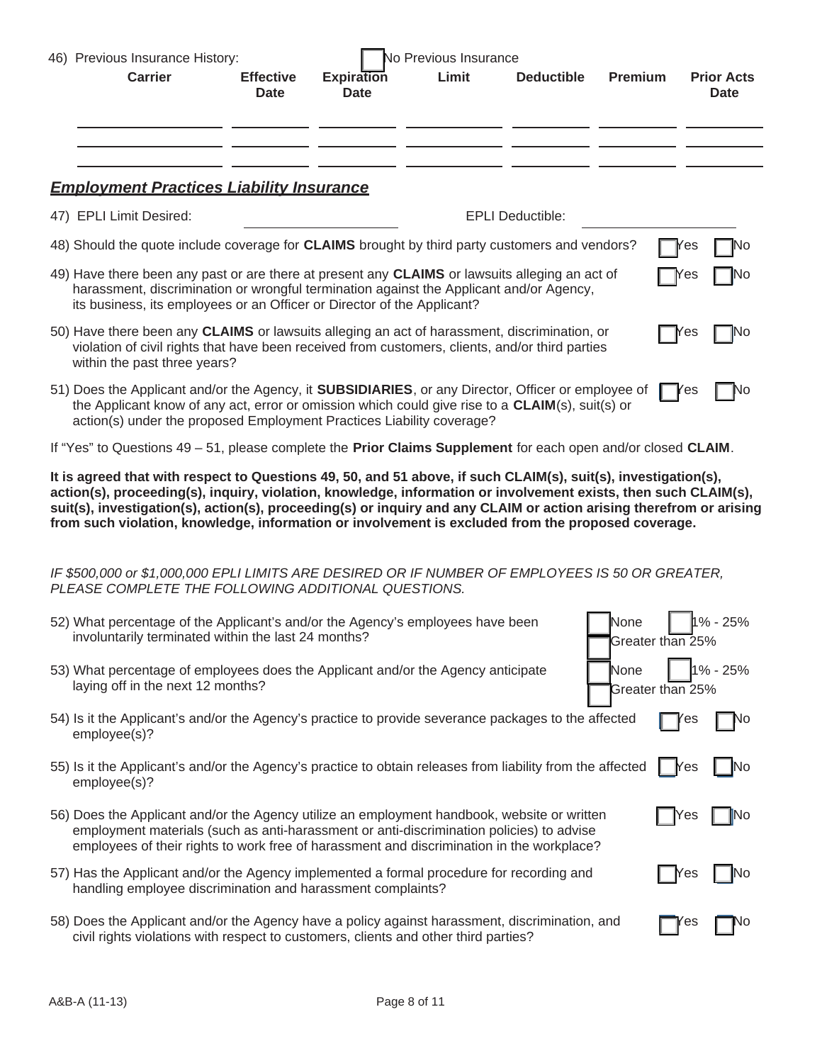46) Previous Insurance History: ☐ No Previous Insurance

| Carrier | Effective Date | Expiration Date | Limit | Deductible | Premium | Prior Acts Date |
|---|---|---|---|---|---|---|
| | | | | | | |
| | | | | | | |
| | | | | | | |

## ***Employment Practices Liability Insurance***

47) EPLI Limit Desired: ____________ EPLI Deductible: ____________

48) Should the quote include coverage for **CLAIMS** brought by third party customers and vendors? ☐ Yes ☐ No

49) Have there been any past or are there at present any **CLAIMS** or lawsuits alleging an act of harassment, discrimination or wrongful termination against the Applicant and/or Agency, its business, its employees or an Officer or Director of the Applicant? ☐ Yes ☐ No

50) Have there been any **CLAIMS** or lawsuits alleging an act of harassment, discrimination, or violation of civil rights that have been received from customers, clients, and/or third parties within the past three years? ☐ Yes ☐ No

51) Does the Applicant and/or the Agency, it **SUBSIDIARIES**, or any Director, Officer or employee of the Applicant know of any act, error or omission which could give rise to a **CLAIM**(s), suit(s) or action(s) under the proposed Employment Practices Liability coverage? ☐ Yes ☐ No

If "Yes" to Questions 49 – 51, please complete the **Prior Claims Supplement** for each open and/or closed **CLAIM**.

**It is agreed that with respect to Questions 49, 50, and 51 above, if such CLAIM(s), suit(s), investigation(s), action(s), proceeding(s), inquiry, violation, knowledge, information or involvement exists, then such CLAIM(s), suit(s), investigation(s), action(s), proceeding(s) or inquiry and any CLAIM or action arising therefrom or arising from such violation, knowledge, information or involvement is excluded from the proposed coverage.**

*IF $500,000 or $1,000,000 EPLI LIMITS ARE DESIRED OR IF NUMBER OF EMPLOYEES IS 50 OR GREATER, PLEASE COMPLETE THE FOLLOWING ADDITIONAL QUESTIONS.*

52) What percentage of the Applicant's and/or the Agency's employees have been involuntarily terminated within the last 24 months? ☐ None ☐ 1% - 25% ☐ Greater than 25%

53) What percentage of employees does the Applicant and/or the Agency anticipate laying off in the next 12 months? ☐ None ☐ 1% - 25% ☐ Greater than 25%

54) Is it the Applicant's and/or the Agency's practice to provide severance packages to the affected employee(s)? ☐ Yes ☐ No

55) Is it the Applicant's and/or the Agency's practice to obtain releases from liability from the affected employee(s)? ☐ Yes ☐ No

56) Does the Applicant and/or the Agency utilize an employment handbook, website or written employment materials (such as anti-harassment or anti-discrimination policies) to advise employees of their rights to work free of harassment and discrimination in the workplace? ☐ Yes ☐ No

57) Has the Applicant and/or the Agency implemented a formal procedure for recording and handling employee discrimination and harassment complaints? ☐ Yes ☐ No

58) Does the Applicant and/or the Agency have a policy against harassment, discrimination, and civil rights violations with respect to customers, clients and other third parties? ☐ Yes ☐ No

A&B-A (11-13)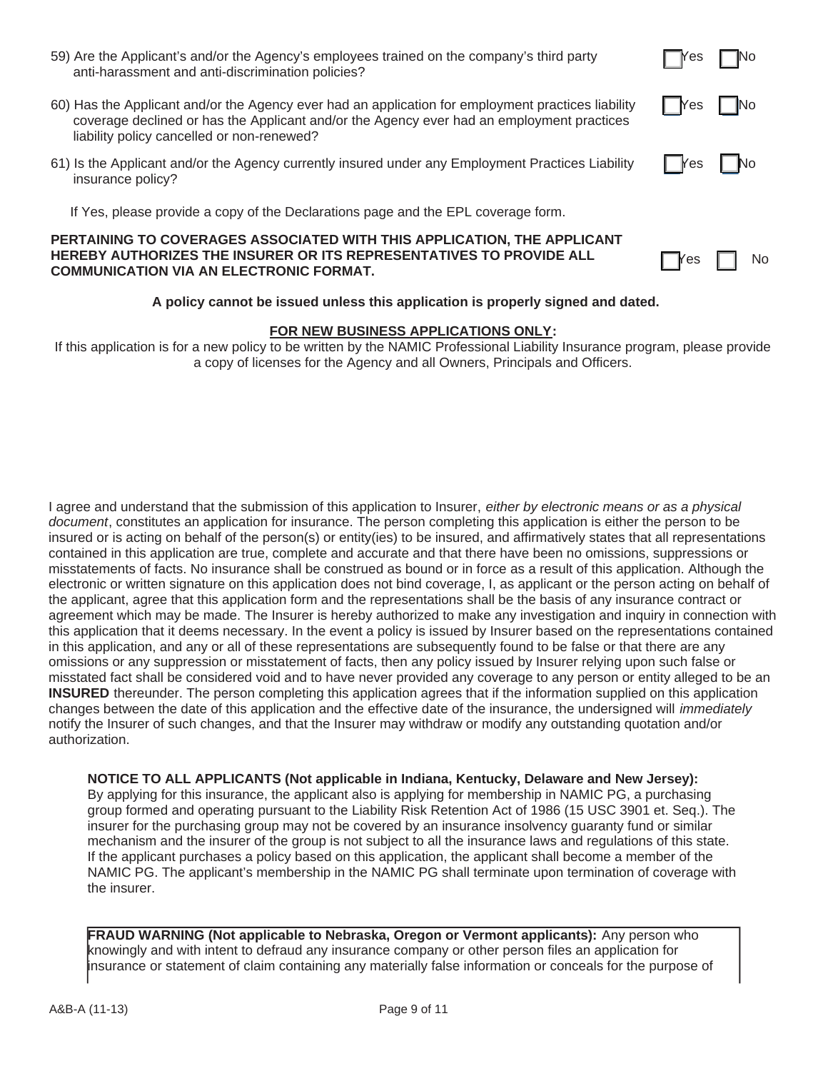59) Are the Applicant's and/or the Agency's employees trained on the company's third party anti-harassment and anti-discrimination policies? ☐ Yes ☐ No

60) Has the Applicant and/or the Agency ever had an application for employment practices liability coverage declined or has the Applicant and/or the Agency ever had an employment practices liability policy cancelled or non-renewed? ☐ Yes ☐ No

61) Is the Applicant and/or the Agency currently insured under any Employment Practices Liability insurance policy? ☐ Yes ☐ No

If Yes, please provide a copy of the Declarations page and the EPL coverage form.

**PERTAINING TO COVERAGES ASSOCIATED WITH THIS APPLICATION, THE APPLICANT HEREBY AUTHORIZES THE INSURER OR ITS REPRESENTATIVES TO PROVIDE ALL COMMUNICATION VIA AN ELECTRONIC FORMAT.** ☐ Yes ☐ No

**A policy cannot be issued unless this application is properly signed and dated.**

**FOR NEW BUSINESS APPLICATIONS ONLY:**

If this application is for a new policy to be written by the NAMIC Professional Liability Insurance program, please provide a copy of licenses for the Agency and all Owners, Principals and Officers.

I agree and understand that the submission of this application to Insurer, *either by electronic means or as a physical document*, constitutes an application for insurance. The person completing this application is either the person to be insured or is acting on behalf of the person(s) or entity(ies) to be insured, and affirmatively states that all representations contained in this application are true, complete and accurate and that there have been no omissions, suppressions or misstatements of facts. No insurance shall be construed as bound or in force as a result of this application. Although the electronic or written signature on this application does not bind coverage, I, as applicant or the person acting on behalf of the applicant, agree that this application form and the representations shall be the basis of any insurance contract or agreement which may be made. The Insurer is hereby authorized to make any investigation and inquiry in connection with this application that it deems necessary. In the event a policy is issued by Insurer based on the representations contained in this application, and any or all of these representations are subsequently found to be false or that there are any omissions or any suppression or misstatement of facts, then any policy issued by Insurer relying upon such false or misstated fact shall be considered void and to have never provided any coverage to any person or entity alleged to be an **INSURED** thereunder. The person completing this application agrees that if the information supplied on this application changes between the date of this application and the effective date of the insurance, the undersigned will *immediately* notify the Insurer of such changes, and that the Insurer may withdraw or modify any outstanding quotation and/or authorization.

**NOTICE TO ALL APPLICANTS (Not applicable in Indiana, Kentucky, Delaware and New Jersey):** By applying for this insurance, the applicant also is applying for membership in NAMIC PG, a purchasing group formed and operating pursuant to the Liability Risk Retention Act of 1986 (15 USC 3901 et. Seq.). The insurer for the purchasing group may not be covered by an insurance insolvency guaranty fund or similar mechanism and the insurer of the group is not subject to all the insurance laws and regulations of this state. If the applicant purchases a policy based on this application, the applicant shall become a member of the NAMIC PG. The applicant's membership in the NAMIC PG shall terminate upon termination of coverage with the insurer.

**FRAUD WARNING (Not applicable to Nebraska, Oregon or Vermont applicants):** Any person who knowingly and with intent to defraud any insurance company or other person files an application for insurance or statement of claim containing any materially false information or conceals for the purpose of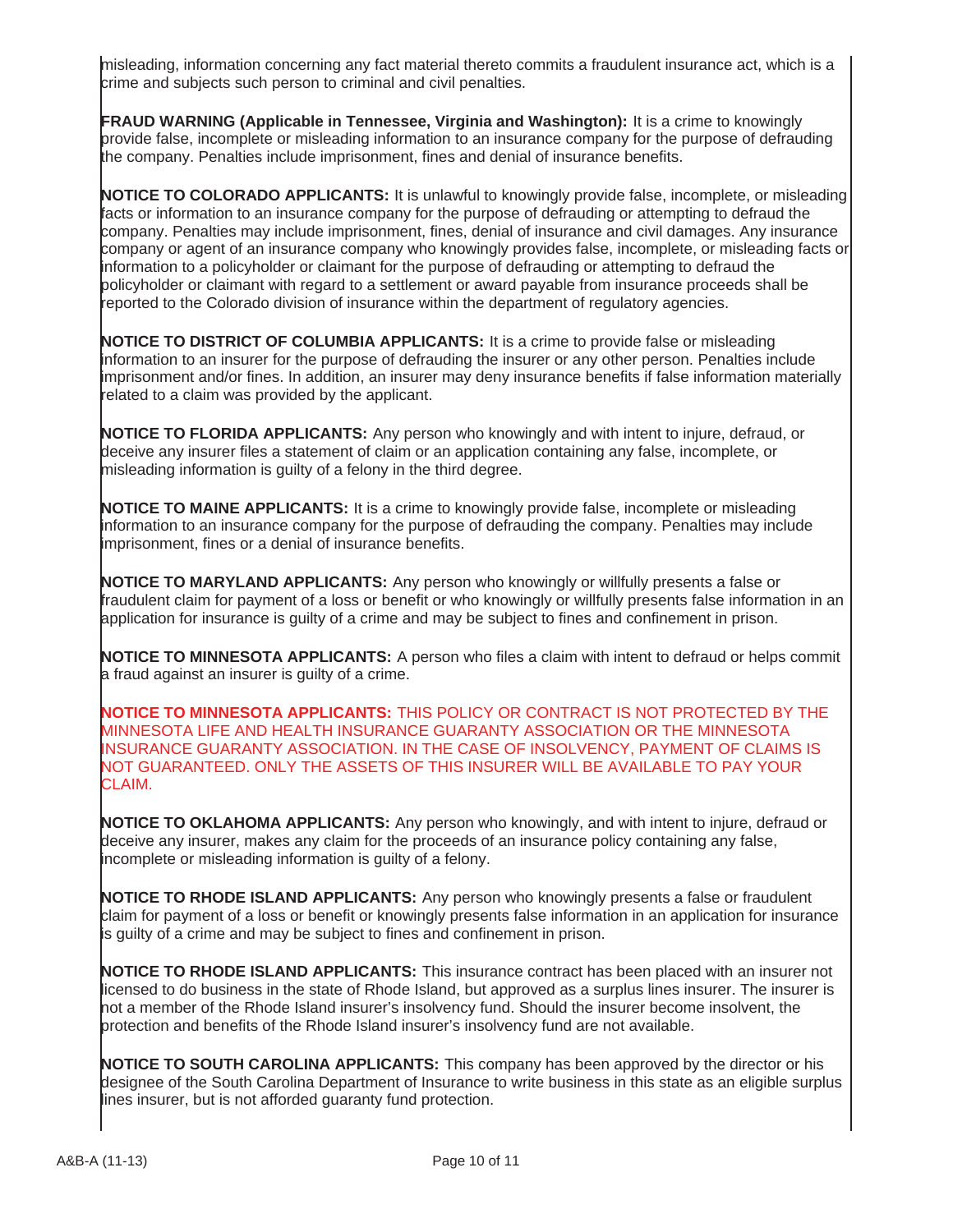misleading, information concerning any fact material thereto commits a fraudulent insurance act, which is a crime and subjects such person to criminal and civil penalties.

**FRAUD WARNING (Applicable in Tennessee, Virginia and Washington):** It is a crime to knowingly provide false, incomplete or misleading information to an insurance company for the purpose of defrauding the company. Penalties include imprisonment, fines and denial of insurance benefits.

**NOTICE TO COLORADO APPLICANTS:** It is unlawful to knowingly provide false, incomplete, or misleading facts or information to an insurance company for the purpose of defrauding or attempting to defraud the company. Penalties may include imprisonment, fines, denial of insurance and civil damages. Any insurance company or agent of an insurance company who knowingly provides false, incomplete, or misleading facts or information to a policyholder or claimant for the purpose of defrauding or attempting to defraud the policyholder or claimant with regard to a settlement or award payable from insurance proceeds shall be reported to the Colorado division of insurance within the department of regulatory agencies.

**NOTICE TO DISTRICT OF COLUMBIA APPLICANTS:** It is a crime to provide false or misleading information to an insurer for the purpose of defrauding the insurer or any other person. Penalties include imprisonment and/or fines. In addition, an insurer may deny insurance benefits if false information materially related to a claim was provided by the applicant.

**NOTICE TO FLORIDA APPLICANTS:** Any person who knowingly and with intent to injure, defraud, or deceive any insurer files a statement of claim or an application containing any false, incomplete, or misleading information is guilty of a felony in the third degree.

**NOTICE TO MAINE APPLICANTS:** It is a crime to knowingly provide false, incomplete or misleading information to an insurance company for the purpose of defrauding the company. Penalties may include imprisonment, fines or a denial of insurance benefits.

**NOTICE TO MARYLAND APPLICANTS:** Any person who knowingly or willfully presents a false or fraudulent claim for payment of a loss or benefit or who knowingly or willfully presents false information in an application for insurance is guilty of a crime and may be subject to fines and confinement in prison.

**NOTICE TO MINNESOTA APPLICANTS:** A person who files a claim with intent to defraud or helps commit a fraud against an insurer is guilty of a crime.

**NOTICE TO MINNESOTA APPLICANTS:** THIS POLICY OR CONTRACT IS NOT PROTECTED BY THE MINNESOTA LIFE AND HEALTH INSURANCE GUARANTY ASSOCIATION OR THE MINNESOTA INSURANCE GUARANTY ASSOCIATION. IN THE CASE OF INSOLVENCY, PAYMENT OF CLAIMS IS NOT GUARANTEED. ONLY THE ASSETS OF THIS INSURER WILL BE AVAILABLE TO PAY YOUR CLAIM.

**NOTICE TO OKLAHOMA APPLICANTS:** Any person who knowingly, and with intent to injure, defraud or deceive any insurer, makes any claim for the proceeds of an insurance policy containing any false, incomplete or misleading information is guilty of a felony.

**NOTICE TO RHODE ISLAND APPLICANTS:** Any person who knowingly presents a false or fraudulent claim for payment of a loss or benefit or knowingly presents false information in an application for insurance is guilty of a crime and may be subject to fines and confinement in prison.

**NOTICE TO RHODE ISLAND APPLICANTS:** This insurance contract has been placed with an insurer not licensed to do business in the state of Rhode Island, but approved as a surplus lines insurer. The insurer is not a member of the Rhode Island insurer's insolvency fund. Should the insurer become insolvent, the protection and benefits of the Rhode Island insurer's insolvency fund are not available.

**NOTICE TO SOUTH CAROLINA APPLICANTS:** This company has been approved by the director or his designee of the South Carolina Department of Insurance to write business in this state as an eligible surplus lines insurer, but is not afforded guaranty fund protection.

A&B-A (11-13)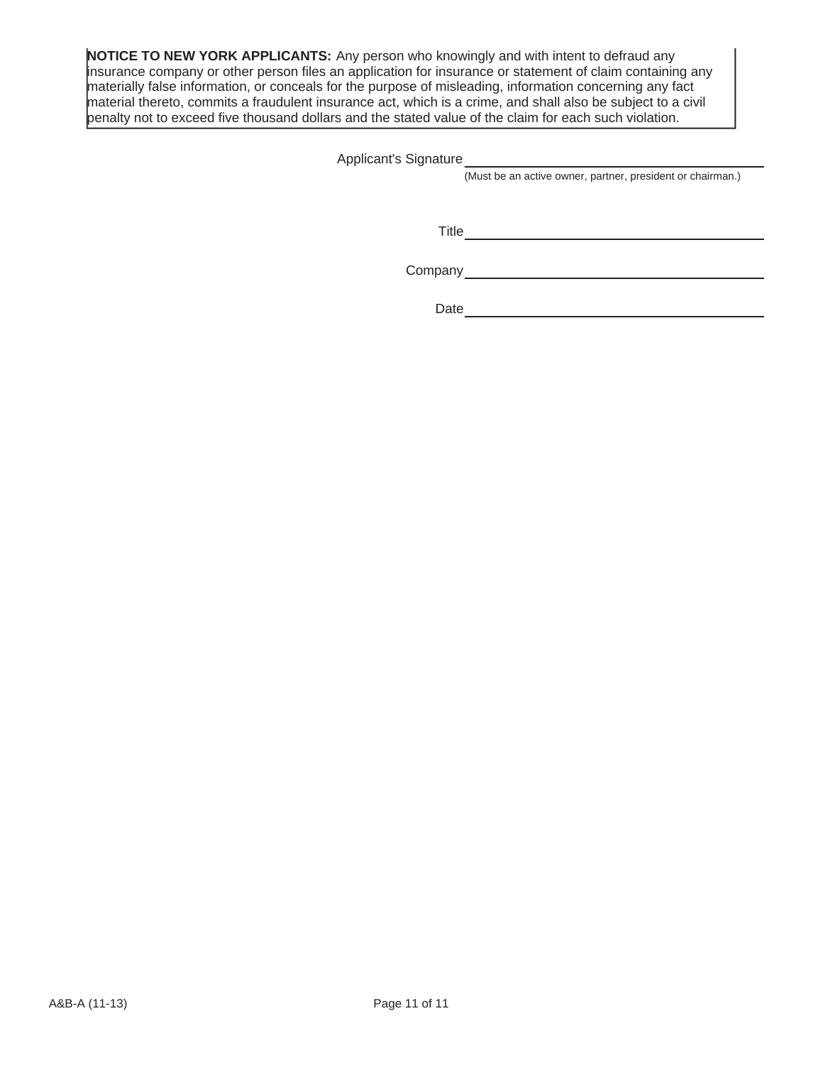**NOTICE TO NEW YORK APPLICANTS:** Any person who knowingly and with intent to defraud any insurance company or other person files an application for insurance or statement of claim containing any materially false information, or conceals for the purpose of misleading, information concerning any fact material thereto, commits a fraudulent insurance act, which is a crime, and shall also be subject to a civil penalty not to exceed five thousand dollars and the stated value of the claim for each such violation.

Applicant's Signature \_\_\_\_\_\_\_\_\_\_\_\_\_\_\_\_\_\_\_\_\_\_\_\_\_\_\_\_\_\_\_\_\_\_\_\_\_\_\_\_
(Must be an active owner, partner, president or chairman.)

Title \_\_\_\_\_\_\_\_\_\_\_\_\_\_\_\_\_\_\_\_\_\_\_\_\_\_\_\_\_\_\_\_\_\_\_\_\_\_\_\_

Company \_\_\_\_\_\_\_\_\_\_\_\_\_\_\_\_\_\_\_\_\_\_\_\_\_\_\_\_\_\_\_\_\_\_\_\_\_\_\_\_

Date \_\_\_\_\_\_\_\_\_\_\_\_\_\_\_\_\_\_\_\_\_\_\_\_\_\_\_\_\_\_\_\_\_\_\_\_\_\_\_\_

A&B-A (11-13)